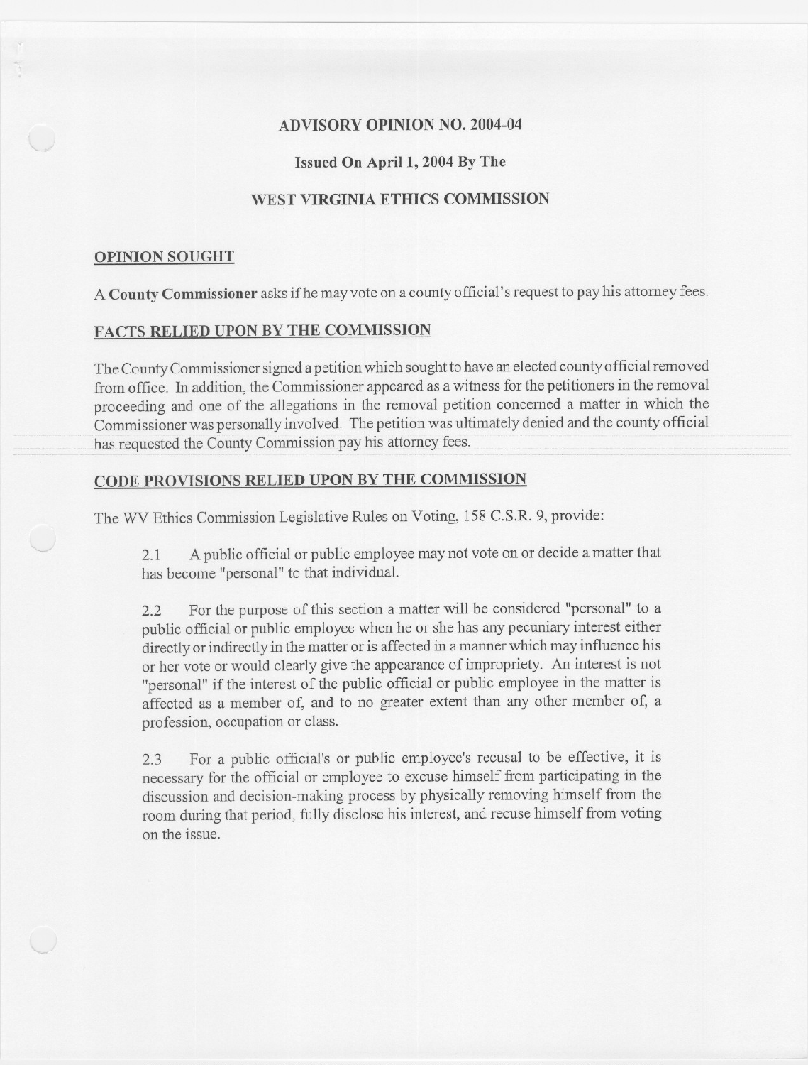# ADVISORY OPINION NO. 2004-04

**Issued On April 1, 2004 By The**

**WEST VIRGINIA ETHICS COMMISSION**

## OPINION SOUGHT

A **County Commissioner** asks if he may vote on a county official's request to pay his attorney fees.

## FACTS RELIED UPON BY THE COMMISSION

The County Commissioner signed a petition which sought to have an elected county official removed from office. In addition, the Commissioner appeared as a witness for the petitioners in the removal proceeding and one of the allegations in the removal petition concerned a matter in which the Commissioner was personally involved. The petition was ultimately denied and the county official has requested the County Commission pay his attorney fees.

## CODE PROVISIONS RELIED UPON BY THE COMMISSION

The WV Ethics Commission Legislative Rules on Voting, 158 C.S.R. 9, provide:

> 2.1 A public official or public employee may not vote on or decide a matter that has become "personal" to that individual.
>
> 2.2 For the purpose of this section a matter will be considered "personal" to a public official or public employee when he or she has any pecuniary interest either directly or indirectly in the matter or is affected in a manner which may influence his or her vote or would clearly give the appearance of impropriety. An interest is not "personal" if the interest of the public official or public employee in the matter is affected as a member of, and to no greater extent than any other member of, a profession, occupation or class.
>
> 2.3 For a public official's or public employee's recusal to be effective, it is necessary for the official or employee to excuse himself from participating in the discussion and decision-making process by physically removing himself from the room during that period, fully disclose his interest, and recuse himself from voting on the issue.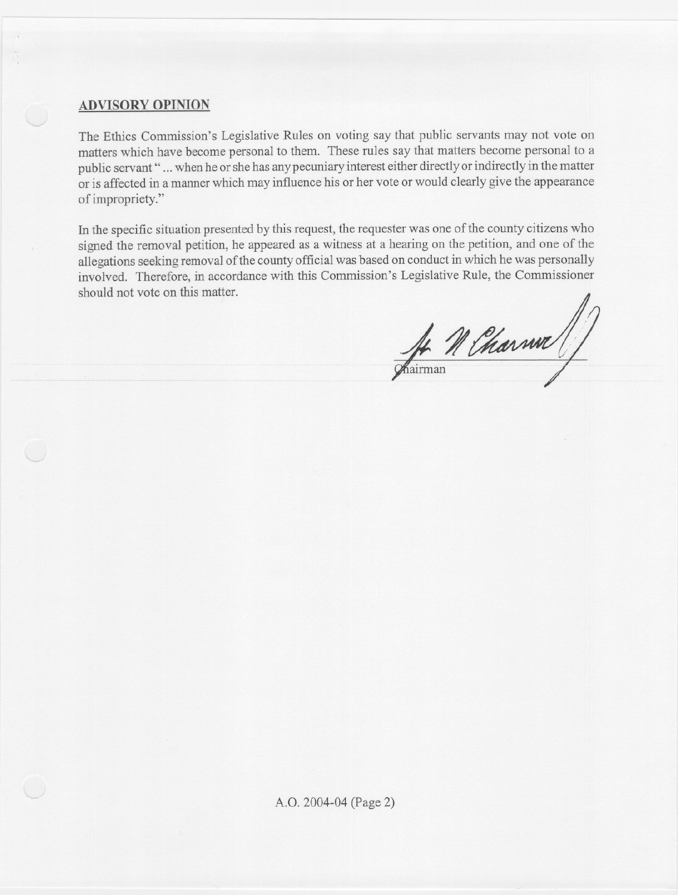## ADVISORY OPINION

The Ethics Commission's Legislative Rules on voting say that public servants may not vote on matters which have become personal to them. These rules say that matters become personal to a public servant "... when he or she has any pecuniary interest either directly or indirectly in the matter or is affected in a manner which may influence his or her vote or would clearly give the appearance of impropriety."

In the specific situation presented by this request, the requester was one of the county citizens who signed the removal petition, he appeared as a witness at a hearing on the petition, and one of the allegations seeking removal of the county official was based on conduct in which he was personally involved. Therefore, in accordance with this Commission's Legislative Rule, the Commissioner should not vote on this matter.

Chairman

A.O. 2004-04 (Page 2)